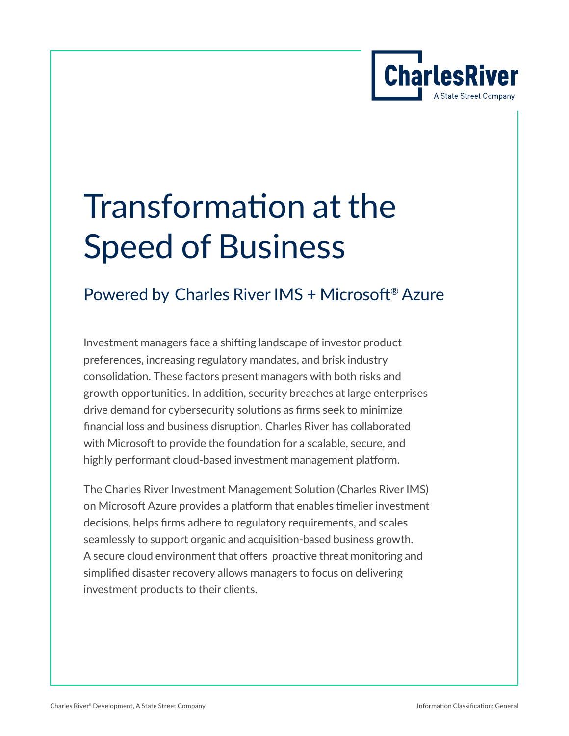# Transformation at the Speed of Business

## Powered by Charles River IMS + Microsoft® Azure

Investment managers face a shifting landscape of investor product preferences, increasing regulatory mandates, and brisk industry consolidation. These factors present managers with both risks and growth opportunities. In addition, security breaches at large enterprises drive demand for cybersecurity solutions as firms seek to minimize financial loss and business disruption. Charles River has collaborated with Microsoft to provide the foundation for a scalable, secure, and highly performant cloud-based investment management platform.

The Charles River Investment Management Solution (Charles River IMS) on Microsoft Azure provides a platform that enables timelier investment decisions, helps firms adhere to regulatory requirements, and scales seamlessly to support organic and acquisition-based business growth. A secure cloud environment that offers proactive threat monitoring and simplified disaster recovery allows managers to focus on delivering investment products to their clients.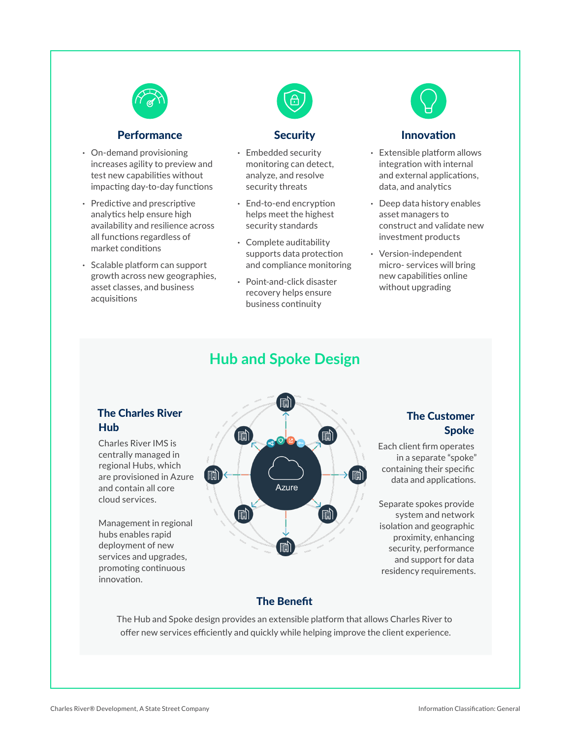### Performance

- On-demand provisioning increases agility to preview and test new capabilities without impacting day-to-day functions
- Predictive and prescriptive analytics help ensure high availability and resilience across all functions regardless of market conditions
- Scalable platform can support growth across new geographies, asset classes, and business acquisitions

### Security

- Embedded security monitoring can detect, analyze, and resolve security threats
- End-to-end encryption helps meet the highest security standards
- Complete auditability supports data protection and compliance monitoring
- Point-and-click disaster recovery helps ensure business continuity

### Innovation

- Extensible platform allows integration with internal and external applications, data, and analytics
- Deep data history enables asset managers to construct and validate new investment products
- Version-independent micro- services will bring new capabilities online without upgrading

## Hub and Spoke Design

### The Charles River Hub

Charles River IMS is centrally managed in regional Hubs, which are provisioned in Azure and contain all core cloud services.

Management in regional hubs enables rapid deployment of new services and upgrades, promoting continuous innovation.

Azure

### The Customer Spoke

Each client firm operates in a separate "spoke" containing their specific data and applications.

Separate spokes provide system and network isolation and geographic proximity, enhancing security, performance and support for data residency requirements.

### The Benefit

The Hub and Spoke design provides an extensible platform that allows Charles River to offer new services efficiently and quickly while helping improve the client experience.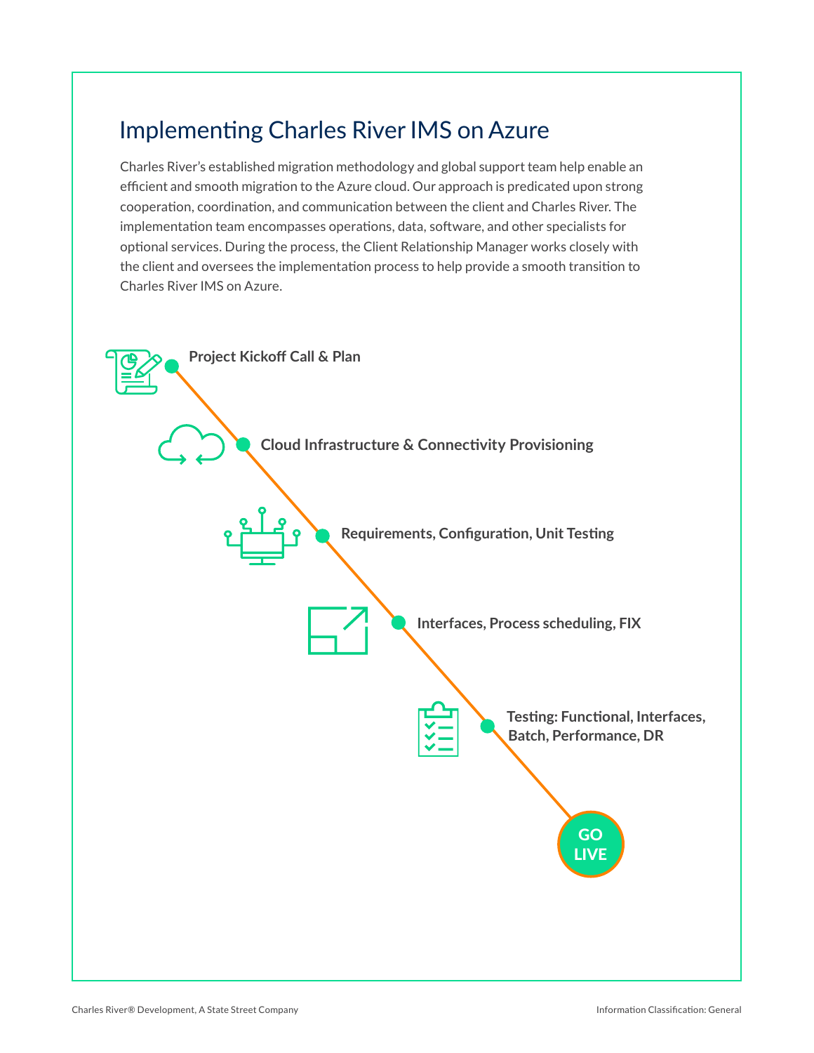## Implementing Charles River IMS on Azure

Charles River's established migration methodology and global support team help enable an efficient and smooth migration to the Azure cloud. Our approach is predicated upon strong cooperation, coordination, and communication between the client and Charles River. The implementation team encompasses operations, data, software, and other specialists for optional services. During the process, the Client Relationship Manager works closely with the client and oversees the implementation process to help provide a smooth transition to Charles River IMS on Azure.

- **Project Kickoff Call & Plan**
- **Cloud Infrastructure & Connectivity Provisioning**
- **Requirements, Configuration, Unit Testing**
- **Interfaces, Process scheduling, FIX**
- **Testing: Functional, Interfaces, Batch, Performance, DR**
- **GO LIVE**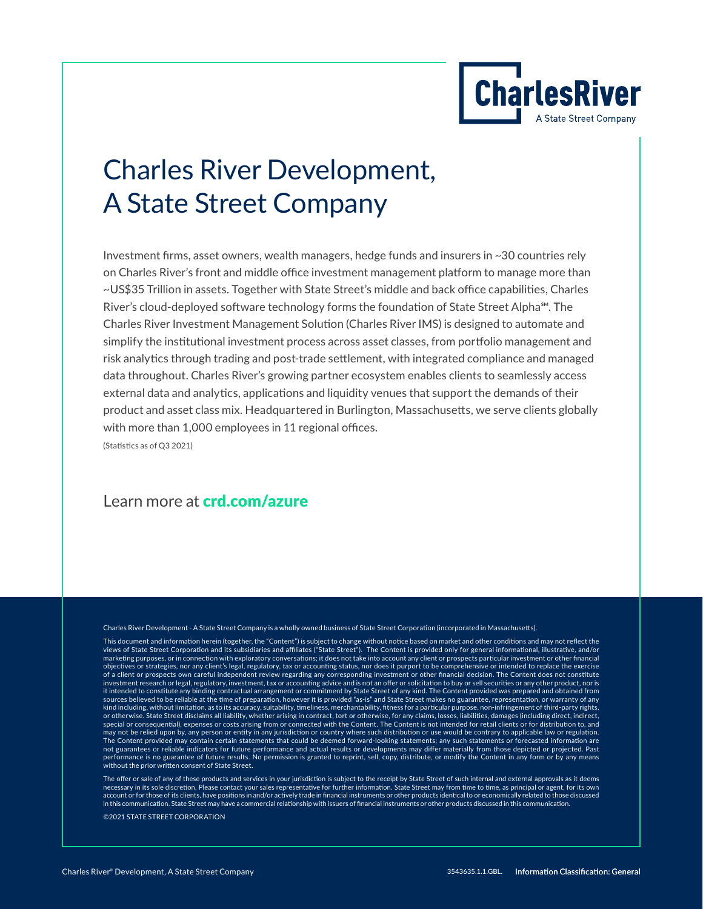# Charles River Development, A State Street Company

Investment firms, asset owners, wealth managers, hedge funds and insurers in ~30 countries rely on Charles River's front and middle office investment management platform to manage more than ~US$35 Trillion in assets. Together with State Street's middle and back office capabilities, Charles River's cloud-deployed software technology forms the foundation of State Street Alpha℠. The Charles River Investment Management Solution (Charles River IMS) is designed to automate and simplify the institutional investment process across asset classes, from portfolio management and risk analytics through trading and post-trade settlement, with integrated compliance and managed data throughout. Charles River's growing partner ecosystem enables clients to seamlessly access external data and analytics, applications and liquidity venues that support the demands of their product and asset class mix. Headquartered in Burlington, Massachusetts, we serve clients globally with more than 1,000 employees in 11 regional offices.

(Statistics as of Q3 2021)

Learn more at **crd.com/azure**

Charles River Development - A State Street Company is a wholly owned business of State Street Corporation (incorporated in Massachusetts).

This document and information herein (together, the "Content") is subject to change without notice based on market and other conditions and may not reflect the views of State Street Corporation and its subsidiaries and affiliates ("State Street"). The Content is provided only for general informational, illustrative, and/or marketing purposes, or in connection with exploratory conversations; it does not take into account any client or prospects particular investment or other financial objectives or strategies, nor any client's legal, regulatory, tax or accounting status, nor does it purport to be comprehensive or intended to replace the exercise of a client or prospects own careful independent review regarding any corresponding investment or other financial decision. The Content does not constitute investment research or legal, regulatory, investment, tax or accounting advice and is not an offer or solicitation to buy or sell securities or any other product, nor is it intended to constitute any binding contractual arrangement or commitment by State Street of any kind. The Content provided was prepared and obtained from sources believed to be reliable at the time of preparation, however it is provided "as-is" and State Street makes no guarantee, representation, or warranty of any kind including, without limitation, as to its accuracy, suitability, timeliness, merchantability, fitness for a particular purpose, non-infringement of third-party rights, or otherwise. State Street disclaims all liability, whether arising in contract, tort or otherwise, for any claims, losses, liabilities, damages (including direct, indirect, special or consequential), expenses or costs arising from or connected with the Content. The Content is not intended for retail clients or for distribution to, and may not be relied upon by, any person or entity in any jurisdiction or country where such distribution or use would be contrary to applicable law or regulation. The Content provided may contain certain statements that could be deemed forward-looking statements; any such statements or forecasted information are not guarantees or reliable indicators for future performance and actual results or developments may differ materially from those depicted or projected. Past performance is no guarantee of future results. No permission is granted to reprint, sell, copy, distribute, or modify the Content in any form or by any means without the prior written consent of State Street.

The offer or sale of any of these products and services in your jurisdiction is subject to the receipt by State Street of such internal and external approvals as it deems necessary in its sole discretion. Please contact your sales representative for further information. State Street may from time to time, as principal or agent, for its own account or for those of its clients, have positions in and/or actively trade in financial instruments or other products identical to or economically related to those discussed in this communication. State Street may have a commercial relationship with issuers of financial instruments or other products discussed in this communication.

©2021 STATE STREET CORPORATION

Charles River® Development, A State Street Company

3543635.1.1.GBL. **Information Classification: General**